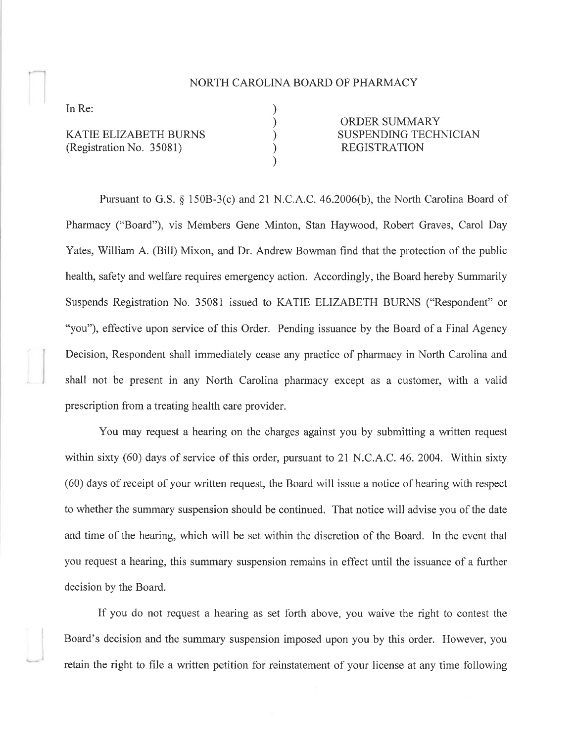# NORTH CAROLINA BOARD OF PHARMACY

In Re:

KATIE ELIZABETH BURNS
(Registration No. 35081)

ORDER SUMMARY
SUSPENDING TECHNICIAN
REGISTRATION

Pursuant to G.S. § 150B-3(c) and 21 N.C.A.C. 46.2006(b), the North Carolina Board of Pharmacy ("Board"), vis Members Gene Minton, Stan Haywood, Robert Graves, Carol Day Yates, William A. (Bill) Mixon, and Dr. Andrew Bowman find that the protection of the public health, safety and welfare requires emergency action. Accordingly, the Board hereby Summarily Suspends Registration No. 35081 issued to KATIE ELIZABETH BURNS ("Respondent" or "you"), effective upon service of this Order. Pending issuance by the Board of a Final Agency Decision, Respondent shall immediately cease any practice of pharmacy in North Carolina and shall not be present in any North Carolina pharmacy except as a customer, with a valid prescription from a treating health care provider.

You may request a hearing on the charges against you by submitting a written request within sixty (60) days of service of this order, pursuant to 21 N.C.A.C. 46. 2004. Within sixty (60) days of receipt of your written request, the Board will issue a notice of hearing with respect to whether the summary suspension should be continued. That notice will advise you of the date and time of the hearing, which will be set within the discretion of the Board. In the event that you request a hearing, this summary suspension remains in effect until the issuance of a further decision by the Board.

If you do not request a hearing as set forth above, you waive the right to contest the Board's decision and the summary suspension imposed upon you by this order. However, you retain the right to file a written petition for reinstatement of your license at any time following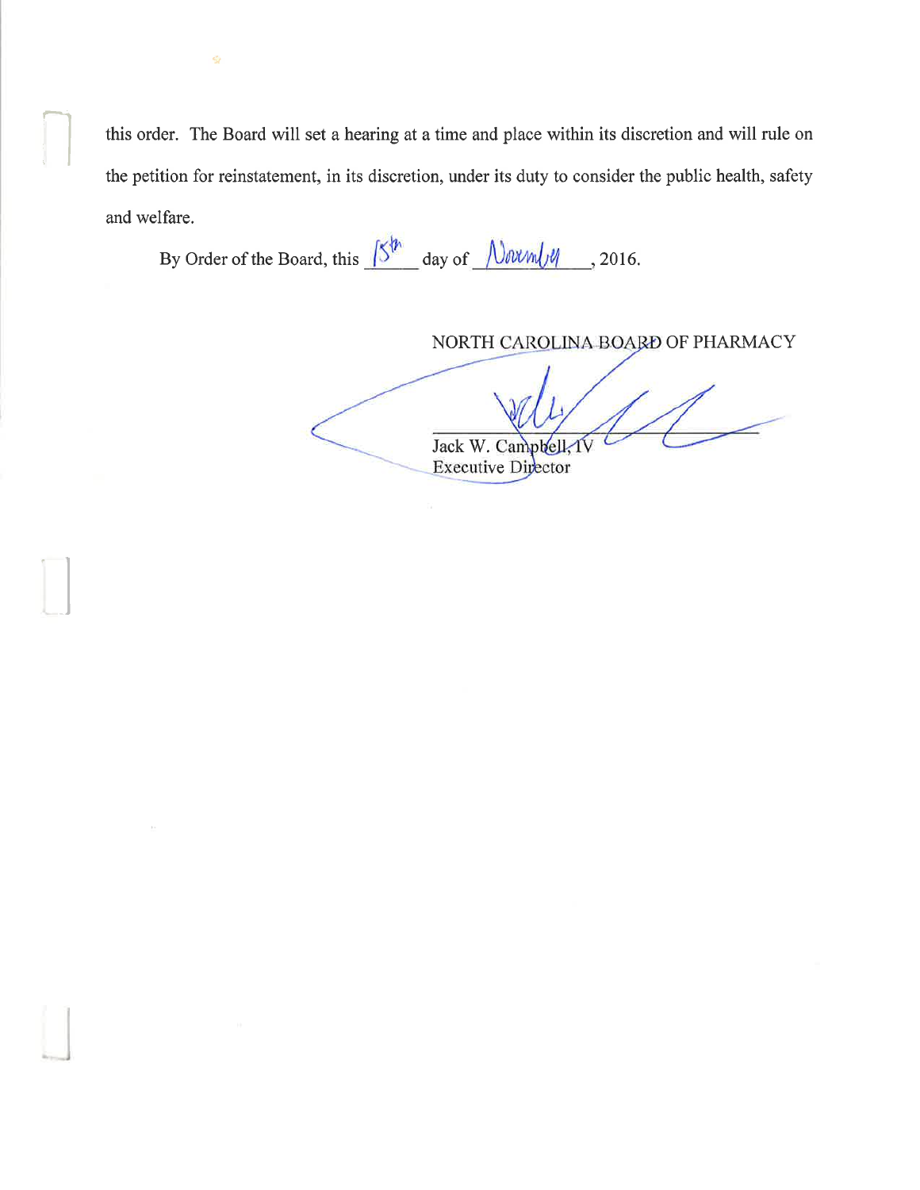this order. The Board will set a hearing at a time and place within its discretion and will rule on the petition for reinstatement, in its discretion, under its duty to consider the public health, safety and welfare.

By Order of the Board, this 15th day of November, 2016.

NORTH CAROLINA BOARD OF PHARMACY

Jack W. Campbell, IV
Executive Director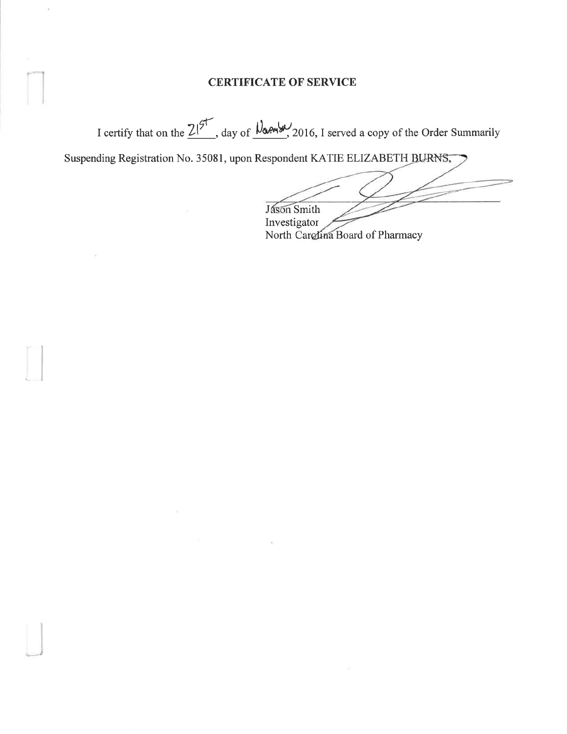# CERTIFICATE OF SERVICE

I certify that on the 21st, day of November, 2016, I served a copy of the Order Summarily Suspending Registration No. 35081, upon Respondent KATIE ELIZABETH BURNS,

Jason Smith
Investigator
North Carolina Board of Pharmacy